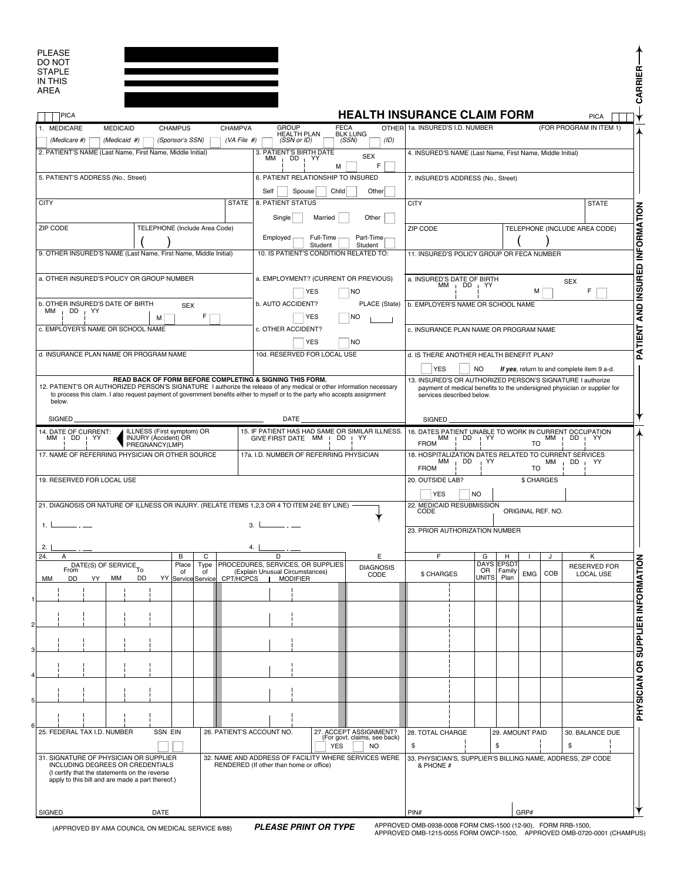PLEASE DO NOT STAPLE IN THIS AREA

CARRIER

PICA

# HEALTH INSURANCE CLAIM FORM

PICA

## PATIENT AND INSURED INFORMATION

1. MEDICARE (Medicare #) MEDICAID (Medicaid #) CHAMPUS (Sponsor's SSN) CHAMPVA (VA File #) GROUP HEALTH PLAN (SSN or ID) FECA BLK LUNG (SSN) OTHER (ID)

1a. INSURED'S I.D. NUMBER (FOR PROGRAM IN ITEM 1)

2. PATIENT'S NAME (Last Name, First Name, Middle Initial)

3. PATIENT'S BIRTH DATE MM DD YY SEX M F

4. INSURED'S NAME (Last Name, First Name, Middle Initial)

5. PATIENT'S ADDRESS (No., Street)

6. PATIENT RELATIONSHIP TO INSURED Self Spouse Child Other

7. INSURED'S ADDRESS (No., Street)

CITY STATE

8. PATIENT STATUS Single Married Other

CITY STATE

ZIP CODE TELEPHONE (Include Area Code) ( )

Employed Full-Time Student Part-Time Student

ZIP CODE TELEPHONE (INCLUDE AREA CODE) ( )

9. OTHER INSURED'S NAME (Last Name, First Name, Middle Initial)

10. IS PATIENT'S CONDITION RELATED TO:

11. INSURED'S POLICY GROUP OR FECA NUMBER

a. OTHER INSURED'S POLICY OR GROUP NUMBER

a. EMPLOYMENT? (CURRENT OR PREVIOUS) YES NO

a. INSURED'S DATE OF BIRTH MM DD YY SEX M F

b. OTHER INSURED'S DATE OF BIRTH MM DD YY SEX M F

b. AUTO ACCIDENT? YES NO PLACE (State)

b. EMPLOYER'S NAME OR SCHOOL NAME

c. EMPLOYER'S NAME OR SCHOOL NAME

c. OTHER ACCIDENT? YES NO

c. INSURANCE PLAN NAME OR PROGRAM NAME

d. INSURANCE PLAN NAME OR PROGRAM NAME

10d. RESERVED FOR LOCAL USE

d. IS THERE ANOTHER HEALTH BENEFIT PLAN? YES NO ***If yes**, return to and complete item 9 a-d.*

**READ BACK OF FORM BEFORE COMPLETING & SIGNING THIS FORM.**

12. PATIENT'S OR AUTHORIZED PERSON'S SIGNATURE I authorize the release of any medical or other information necessary to process this claim. I also request payment of government benefits either to myself or to the party who accepts assignment below.

SIGNED ______ DATE ______

13. INSURED'S OR AUTHORIZED PERSON'S SIGNATURE I authorize payment of medical benefits to the undersigned physician or supplier for services described below.

SIGNED ______

## PHYSICIAN OR SUPPLIER INFORMATION

14. DATE OF CURRENT: MM DD YY ILLNESS (First symptom) OR INJURY (Accident) OR PREGNANCY(LMP)

15. IF PATIENT HAS HAD SAME OR SIMILAR ILLNESS. GIVE FIRST DATE MM DD YY

16. DATES PATIENT UNABLE TO WORK IN CURRENT OCCUPATION FROM MM DD YY TO MM DD YY

17. NAME OF REFERRING PHYSICIAN OR OTHER SOURCE

17a. I.D. NUMBER OF REFERRING PHYSICIAN

18. HOSPITALIZATION DATES RELATED TO CURRENT SERVICES FROM MM DD YY TO MM DD YY

19. RESERVED FOR LOCAL USE

20. OUTSIDE LAB? YES NO $ CHARGES

21. DIAGNOSIS OR NATURE OF ILLNESS OR INJURY. (RELATE ITEMS 1,2,3 OR 4 TO ITEM 24E BY LINE)

1. ___ . __
2. ___ . __
3. ___ . __
4. ___ . __

22. MEDICAID RESUBMISSION CODE ORIGINAL REF. NO.

23. PRIOR AUTHORIZATION NUMBER

| 24. A DATE(S) OF SERVICE From MM DD YY To MM DD YY | B Place of Service | C Type of Service | D PROCEDURES, SERVICES, OR SUPPLIES (Explain Unusual Circumstances) CPT/HCPCS MODIFIER | E DIAGNOSIS CODE | F $ CHARGES | G DAYS OR UNITS | H EPSDT Family Plan | I EMG | J COB | K RESERVED FOR LOCAL USE |
|---|---|---|---|---|---|---|---|---|---|---|
| 1 | | | | | | | | | | |
| 2 | | | | | | | | | | |
| 3 | | | | | | | | | | |
| 4 | | | | | | | | | | |
| 5 | | | | | | | | | | |
| 6 | | | | | | | | | | |

25. FEDERAL TAX I.D. NUMBER SSN EIN

26. PATIENT'S ACCOUNT NO.

27. ACCEPT ASSIGNMENT? (For govt. claims, see back) YES NO

28. TOTAL CHARGE $

29. AMOUNT PAID $

30. BALANCE DUE $

31. SIGNATURE OF PHYSICIAN OR SUPPLIER INCLUDING DEGREES OR CREDENTIALS (I certify that the statements on the reverse apply to this bill and are made a part thereof.)

SIGNED DATE

32. NAME AND ADDRESS OF FACILITY WHERE SERVICES WERE RENDERED (If other than home or office)

33. PHYSICIAN'S, SUPPLIER'S BILLING NAME, ADDRESS, ZIP CODE & PHONE #

PIN# GRP#

(APPROVED BY AMA COUNCIL ON MEDICAL SERVICE 8/88) ***PLEASE PRINT OR TYPE*** APPROVED OMB-0938-0008 FORM CMS-1500 (12-90), FORM RRB-1500, APPROVED OMB-1215-0055 FORM OWCP-1500, APPROVED OMB-0720-0001 (CHAMPUS)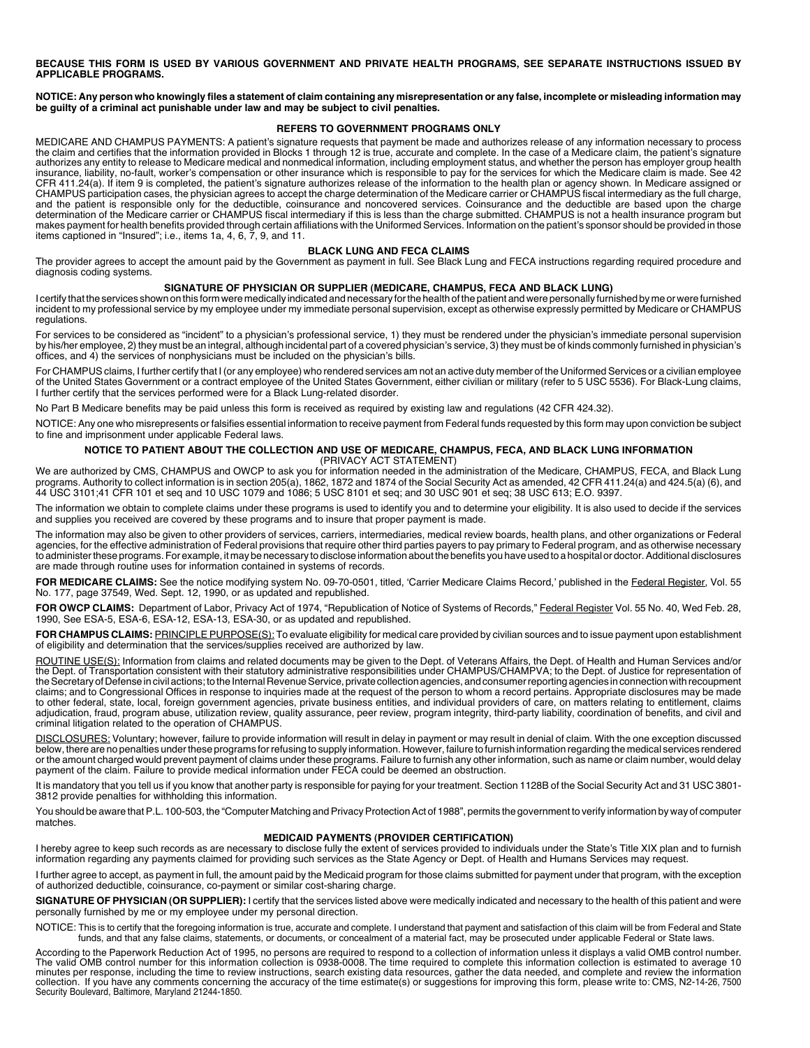**BECAUSE THIS FORM IS USED BY VARIOUS GOVERNMENT AND PRIVATE HEALTH PROGRAMS, SEE SEPARATE INSTRUCTIONS ISSUED BY APPLICABLE PROGRAMS.**

**NOTICE: Any person who knowingly files a statement of claim containing any misrepresentation or any false, incomplete or misleading information may be guilty of a criminal act punishable under law and may be subject to civil penalties.**

### REFERS TO GOVERNMENT PROGRAMS ONLY

MEDICARE AND CHAMPUS PAYMENTS: A patient's signature requests that payment be made and authorizes release of any information necessary to process the claim and certifies that the information provided in Blocks 1 through 12 is true, accurate and complete. In the case of a Medicare claim, the patient's signature authorizes any entity to release to Medicare medical and nonmedical information, including employment status, and whether the person has employer group health insurance, liability, no-fault, worker's compensation or other insurance which is responsible to pay for the services for which the Medicare claim is made. See 42 CFR 411.24(a). If item 9 is completed, the patient's signature authorizes release of the information to the health plan or agency shown. In Medicare assigned or CHAMPUS participation cases, the physician agrees to accept the charge determination of the Medicare carrier or CHAMPUS fiscal intermediary as the full charge, and the patient is responsible only for the deductible, coinsurance and noncovered services. Coinsurance and the deductible are based upon the charge determination of the Medicare carrier or CHAMPUS fiscal intermediary if this is less than the charge submitted. CHAMPUS is not a health insurance program but makes payment for health benefits provided through certain affiliations with the Uniformed Services. Information on the patient's sponsor should be provided in those items captioned in "Insured"; i.e., items 1a, 4, 6, 7, 9, and 11.

### BLACK LUNG AND FECA CLAIMS

The provider agrees to accept the amount paid by the Government as payment in full. See Black Lung and FECA instructions regarding required procedure and diagnosis coding systems.

### SIGNATURE OF PHYSICIAN OR SUPPLIER (MEDICARE, CHAMPUS, FECA AND BLACK LUNG)

I certify that the services shown on this form were medically indicated and necessary for the health of the patient and were personally furnished by me or were furnished incident to my professional service by my employee under my immediate personal supervision, except as otherwise expressly permitted by Medicare or CHAMPUS regulations.

For services to be considered as "incident" to a physician's professional service, 1) they must be rendered under the physician's immediate personal supervision by his/her employee, 2) they must be an integral, although incidental part of a covered physician's service, 3) they must be of kinds commonly furnished in physician's offices, and 4) the services of nonphysicians must be included on the physician's bills.

For CHAMPUS claims, I further certify that I (or any employee) who rendered services am not an active duty member of the Uniformed Services or a civilian employee of the United States Government or a contract employee of the United States Government, either civilian or military (refer to 5 USC 5536). For Black-Lung claims, I further certify that the services performed were for a Black Lung-related disorder.

No Part B Medicare benefits may be paid unless this form is received as required by existing law and regulations (42 CFR 424.32).

NOTICE: Any one who misrepresents or falsifies essential information to receive payment from Federal funds requested by this form may upon conviction be subject to fine and imprisonment under applicable Federal laws.

### NOTICE TO PATIENT ABOUT THE COLLECTION AND USE OF MEDICARE, CHAMPUS, FECA, AND BLACK LUNG INFORMATION
(PRIVACY ACT STATEMENT)

We are authorized by CMS, CHAMPUS and OWCP to ask you for information needed in the administration of the Medicare, CHAMPUS, FECA, and Black Lung programs. Authority to collect information is in section 205(a), 1862, 1872 and 1874 of the Social Security Act as amended, 42 CFR 411.24(a) and 424.5(a) (6), and 44 USC 3101;41 CFR 101 et seq and 10 USC 1079 and 1086; 5 USC 8101 et seq; and 30 USC 901 et seq; 38 USC 613; E.O. 9397.

The information we obtain to complete claims under these programs is used to identify you and to determine your eligibility. It is also used to decide if the services and supplies you received are covered by these programs and to insure that proper payment is made.

The information may also be given to other providers of services, carriers, intermediaries, medical review boards, health plans, and other organizations or Federal agencies, for the effective administration of Federal provisions that require other third parties payers to pay primary to Federal program, and as otherwise necessary to administer these programs. For example, it may be necessary to disclose information about the benefits you have used to a hospital or doctor. Additional disclosures are made through routine uses for information contained in systems of records.

**FOR MEDICARE CLAIMS:** See the notice modifying system No. 09-70-0501, titled, 'Carrier Medicare Claims Record,' published in the Federal Register, Vol. 55 No. 177, page 37549, Wed. Sept. 12, 1990, or as updated and republished.

**FOR OWCP CLAIMS:** Department of Labor, Privacy Act of 1974, "Republication of Notice of Systems of Records," Federal Register Vol. 55 No. 40, Wed Feb. 28, 1990, See ESA-5, ESA-6, ESA-12, ESA-13, ESA-30, or as updated and republished.

**FOR CHAMPUS CLAIMS:** PRINCIPLE PURPOSE(S): To evaluate eligibility for medical care provided by civilian sources and to issue payment upon establishment of eligibility and determination that the services/supplies received are authorized by law.

ROUTINE USE(S): Information from claims and related documents may be given to the Dept. of Veterans Affairs, the Dept. of Health and Human Services and/or the Dept. of Transportation consistent with their statutory administrative responsibilities under CHAMPUS/CHAMPVA; to the Dept. of Justice for representation of the Secretary of Defense in civil actions; to the Internal Revenue Service, private collection agencies, and consumer reporting agencies in connection with recoupment claims; and to Congressional Offices in response to inquiries made at the request of the person to whom a record pertains. Appropriate disclosures may be made to other federal, state, local, foreign government agencies, private business entities, and individual providers of care, on matters relating to entitlement, claims adjudication, fraud, program abuse, utilization review, quality assurance, peer review, program integrity, third-party liability, coordination of benefits, and civil and criminal litigation related to the operation of CHAMPUS.

DISCLOSURES: Voluntary; however, failure to provide information will result in delay in payment or may result in denial of claim. With the one exception discussed below, there are no penalties under these programs for refusing to supply information. However, failure to furnish information regarding the medical services rendered or the amount charged would prevent payment of claims under these programs. Failure to furnish any other information, such as name or claim number, would delay payment of the claim. Failure to provide medical information under FECA could be deemed an obstruction.

It is mandatory that you tell us if you know that another party is responsible for paying for your treatment. Section 1128B of the Social Security Act and 31 USC 3801-3812 provide penalties for withholding this information.

You should be aware that P.L. 100-503, the "Computer Matching and Privacy Protection Act of 1988", permits the government to verify information by way of computer matches.

### MEDICAID PAYMENTS (PROVIDER CERTIFICATION)

I hereby agree to keep such records as are necessary to disclose fully the extent of services provided to individuals under the State's Title XIX plan and to furnish information regarding any payments claimed for providing such services as the State Agency or Dept. of Health and Humans Services may request.

I further agree to accept, as payment in full, the amount paid by the Medicaid program for those claims submitted for payment under that program, with the exception of authorized deductible, coinsurance, co-payment or similar cost-sharing charge.

**SIGNATURE OF PHYSICIAN (OR SUPPLIER):** I certify that the services listed above were medically indicated and necessary to the health of this patient and were personally furnished by me or my employee under my personal direction.

NOTICE: This is to certify that the foregoing information is true, accurate and complete. I understand that payment and satisfaction of this claim will be from Federal and State funds, and that any false claims, statements, or documents, or concealment of a material fact, may be prosecuted under applicable Federal or State laws.

According to the Paperwork Reduction Act of 1995, no persons are required to respond to a collection of information unless it displays a valid OMB control number. The valid OMB control number for this information collection is 0938-0008. The time required to complete this information collection is estimated to average 10 minutes per response, including the time to review instructions, search existing data resources, gather the data needed, and complete and review the information collection. If you have any comments concerning the accuracy of the time estimate(s) or suggestions for improving this form, please write to: CMS, N2-14-26, 7500 Security Boulevard, Baltimore, Maryland 21244-1850.